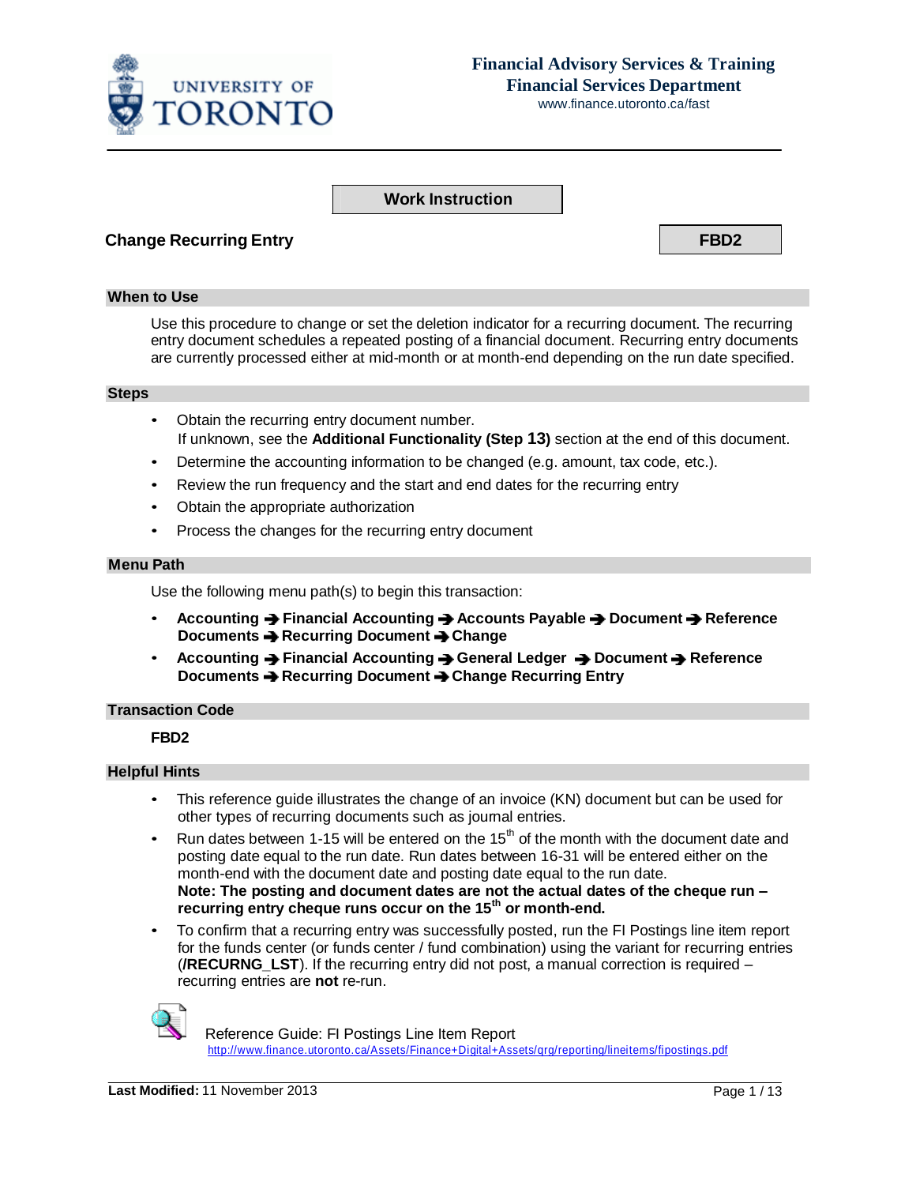**Financial Advisory Services & Training**
**Financial Services Department**
www.finance.utoronto.ca/fast

**Work Instruction**

# Change Recurring Entry

**FBD2**

## When to Use

Use this procedure to change or set the deletion indicator for a recurring document. The recurring entry document schedules a repeated posting of a financial document. Recurring entry documents are currently processed either at mid-month or at month-end depending on the run date specified.

## Steps

- Obtain the recurring entry document number.
  If unknown, see the **Additional Functionality (Step 13)** section at the end of this document.
- Determine the accounting information to be changed (e.g. amount, tax code, etc.).
- Review the run frequency and the start and end dates for the recurring entry
- Obtain the appropriate authorization
- Process the changes for the recurring entry document

## Menu Path

Use the following menu path(s) to begin this transaction:

- **Accounting ➔ Financial Accounting ➔ Accounts Payable ➔ Document ➔ Reference Documents ➔ Recurring Document ➔ Change**
- **Accounting ➔ Financial Accounting ➔ General Ledger ➔ Document ➔ Reference Documents ➔ Recurring Document ➔ Change Recurring Entry**

## Transaction Code

**FBD2**

## Helpful Hints

- This reference guide illustrates the change of an invoice (KN) document but can be used for other types of recurring documents such as journal entries.
- Run dates between 1-15 will be entered on the 15th of the month with the document date and posting date equal to the run date. Run dates between 16-31 will be entered either on the month-end with the document date and posting date equal to the run date.
  **Note: The posting and document dates are not the actual dates of the cheque run – recurring entry cheque runs occur on the 15th or month-end.**
- To confirm that a recurring entry was successfully posted, run the FI Postings line item report for the funds center (or funds center / fund combination) using the variant for recurring entries (**/RECURNG_LST**). If the recurring entry did not post, a manual correction is required – recurring entries are **not** re-run.

Reference Guide: FI Postings Line Item Report
http://www.finance.utoronto.ca/Assets/Finance+Digital+Assets/qrg/reporting/lineitems/fipostings.pdf

**Last Modified:** 11 November 2013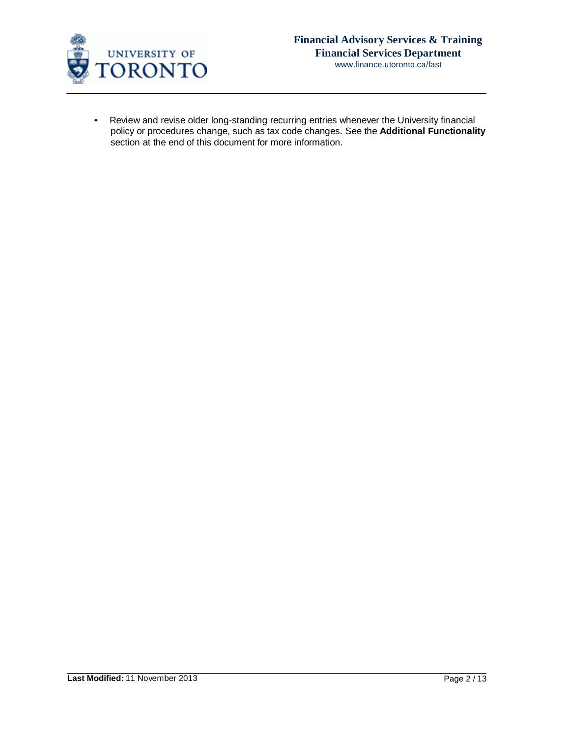- Review and revise older long-standing recurring entries whenever the University financial policy or procedures change, such as tax code changes. See the **Additional Functionality** section at the end of this document for more information.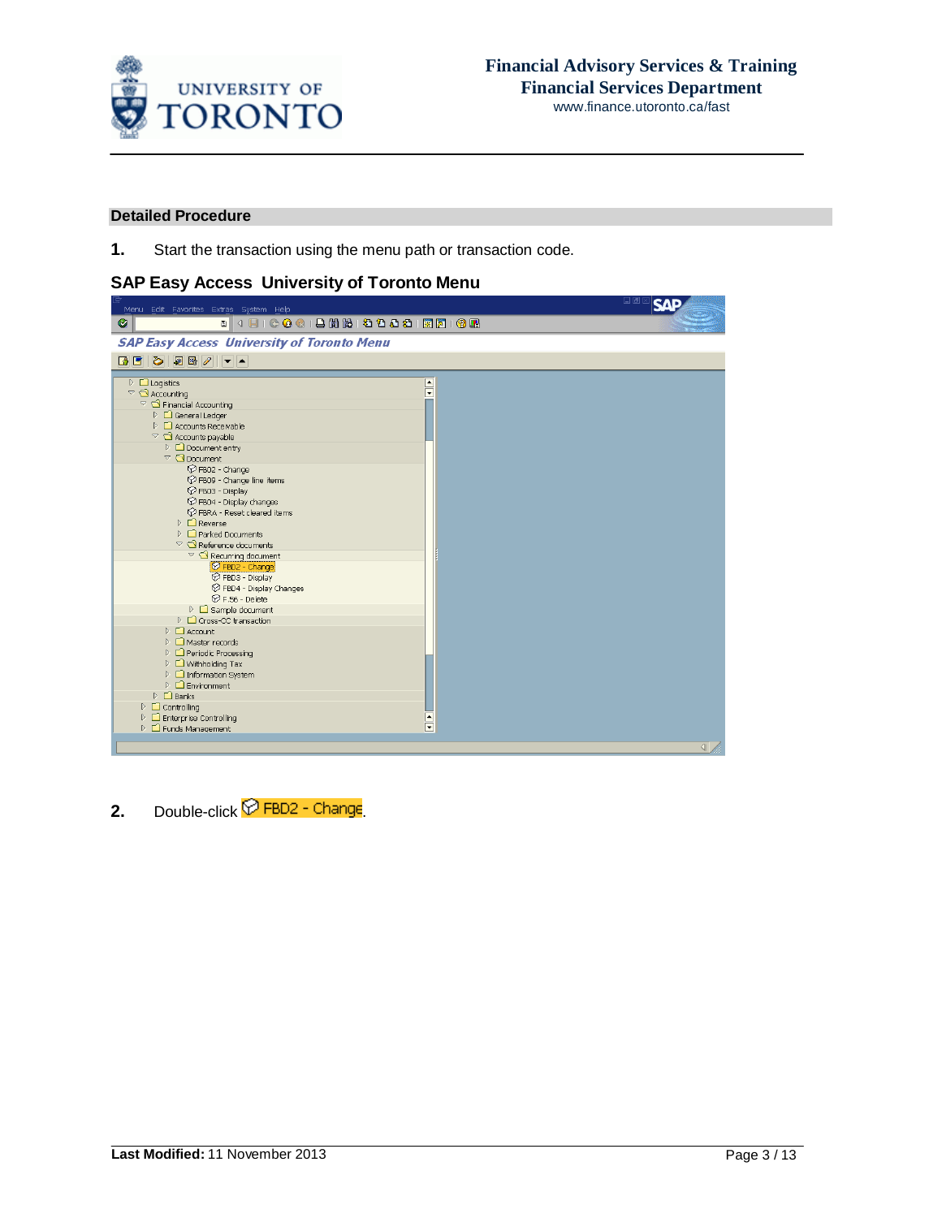## Detailed Procedure

**1.** Start the transaction using the menu path or transaction code.

**SAP Easy Access University of Toronto Menu**

**2.** Double-click FBD2 - Change.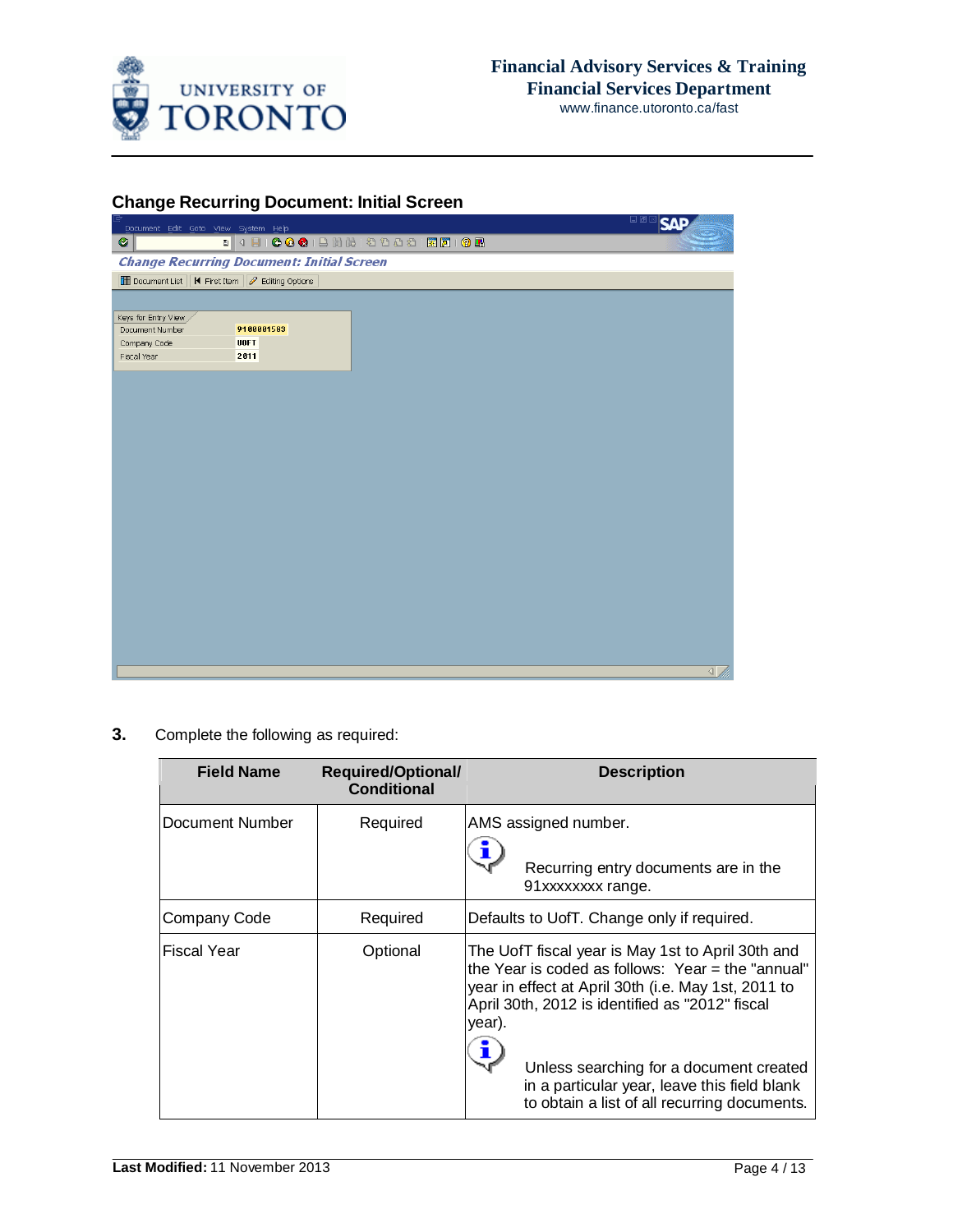## Change Recurring Document: Initial Screen

3. Complete the following as required:

| Field Name | Required/Optional/ Conditional | Description |
|---|---|---|
| Document Number | Required | AMS assigned number. Recurring entry documents are in the 91xxxxxxxx range. |
| Company Code | Required | Defaults to UofT. Change only if required. |
| Fiscal Year | Optional | The UofT fiscal year is May 1st to April 30th and the Year is coded as follows: Year = the "annual" year in effect at April 30th (i.e. May 1st, 2011 to April 30th, 2012 is identified as "2012" fiscal year). Unless searching for a document created in a particular year, leave this field blank to obtain a list of all recurring documents. |

**Last Modified:** 11 November 2013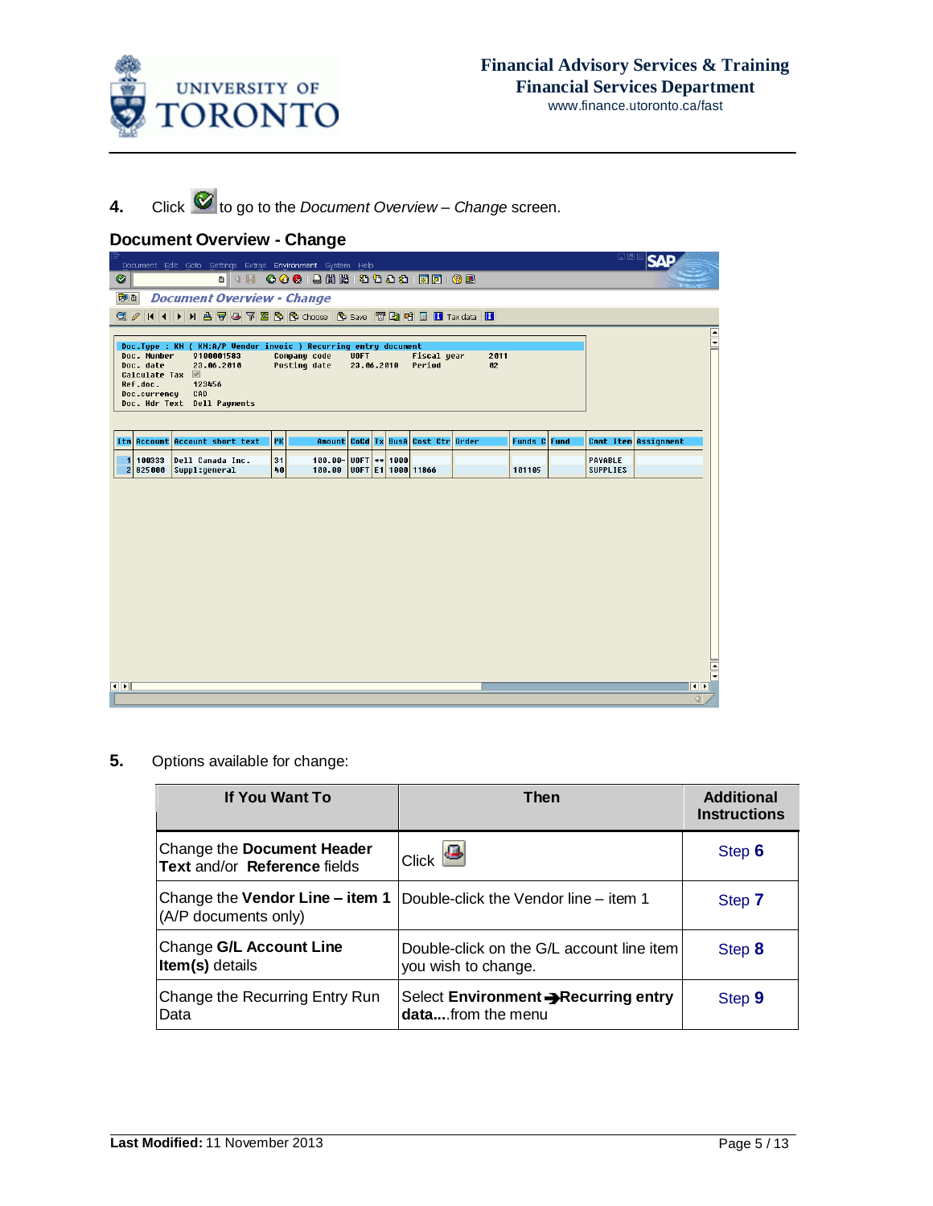**4.** Click to go to the *Document Overview – Change* screen.

## Document Overview - Change

**5.** Options available for change:

| If You Want To | Then | Additional Instructions |
|---|---|---|
| Change the **Document Header Text** and/or **Reference** fields | Click | Step **6** |
| Change the **Vendor Line – item 1** (A/P documents only) | Double-click the Vendor line – item 1 | Step **7** |
| Change **G/L Account Line Item(s)** details | Double-click on the G/L account line item you wish to change. | Step **8** |
| Change the Recurring Entry Run Data | Select **Environment** ➔ **Recurring entry data....** from the menu | Step **9** |

**Last Modified:** 11 November 2013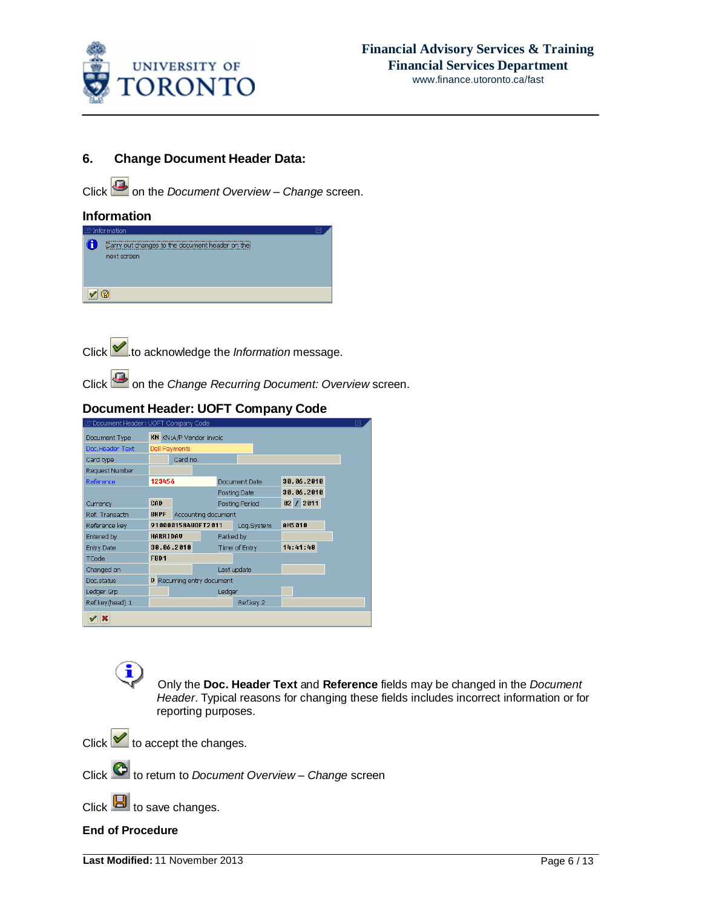### 6. Change Document Header Data:

Click on the *Document Overview – Change* screen.

**Information**

Carry out changes to the document header on the next screen

Click .to acknowledge the *Information* message.

Click on the *Change Recurring Document: Overview* screen.

**Document Header: UOFT Company Code**

| | | | |
|---|---|---|---|
| Document Type | KN KN:A/P Vendor invoic | | |
| Doc.Header Text | Dell Payments | | |
| Card type | | Card no. | |
| Request Number | | | |
| Reference | 123456 | Document Date | 30.06.2010 |
| | | Posting Date | 30.06.2010 |
| Currency | CAD | Posting Period | 02 / 2011 |
| Ref. Transactn | BKPF Accounting document | | |
| Reference key | 9100001584UOFT2011 | Log.System | AMS010 |
| Entered by | HARRIDAV | Parked by | |
| Entry Date | 30.06.2010 | Time of Entry | 14:41:40 |
| TCode | FBD1 | | |
| Changed on | | Last update | |
| Doc.status | D Recurring entry document | | |
| Ledger Grp | | Ledger | |
| Ref.key(head) 1 | | Ref.key 2 | |

Only the **Doc. Header Text** and **Reference** fields may be changed in the *Document Header*. Typical reasons for changing these fields includes incorrect information or for reporting purposes.

Click to accept the changes.

Click to return to *Document Overview – Change* screen

Click to save changes.

**End of Procedure**

**Last Modified:** 11 November 2013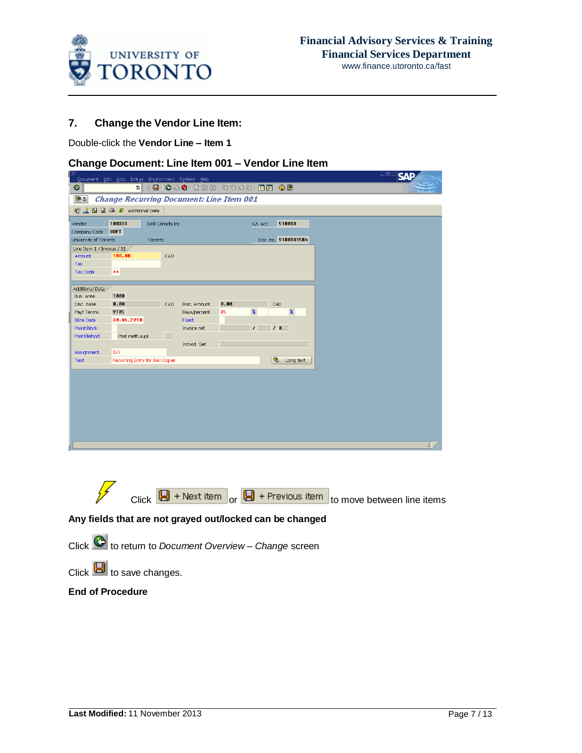## 7. Change the Vendor Line Item:

Double-click the **Vendor Line – Item 1**

### Change Document: Line Item 001 – Vendor Line Item

Click + Next item or + Previous item to move between line items

**Any fields that are not grayed out/locked can be changed**

Click to return to *Document Overview – Change* screen

Click to save changes.

**End of Procedure**

**Last Modified:** 11 November 2013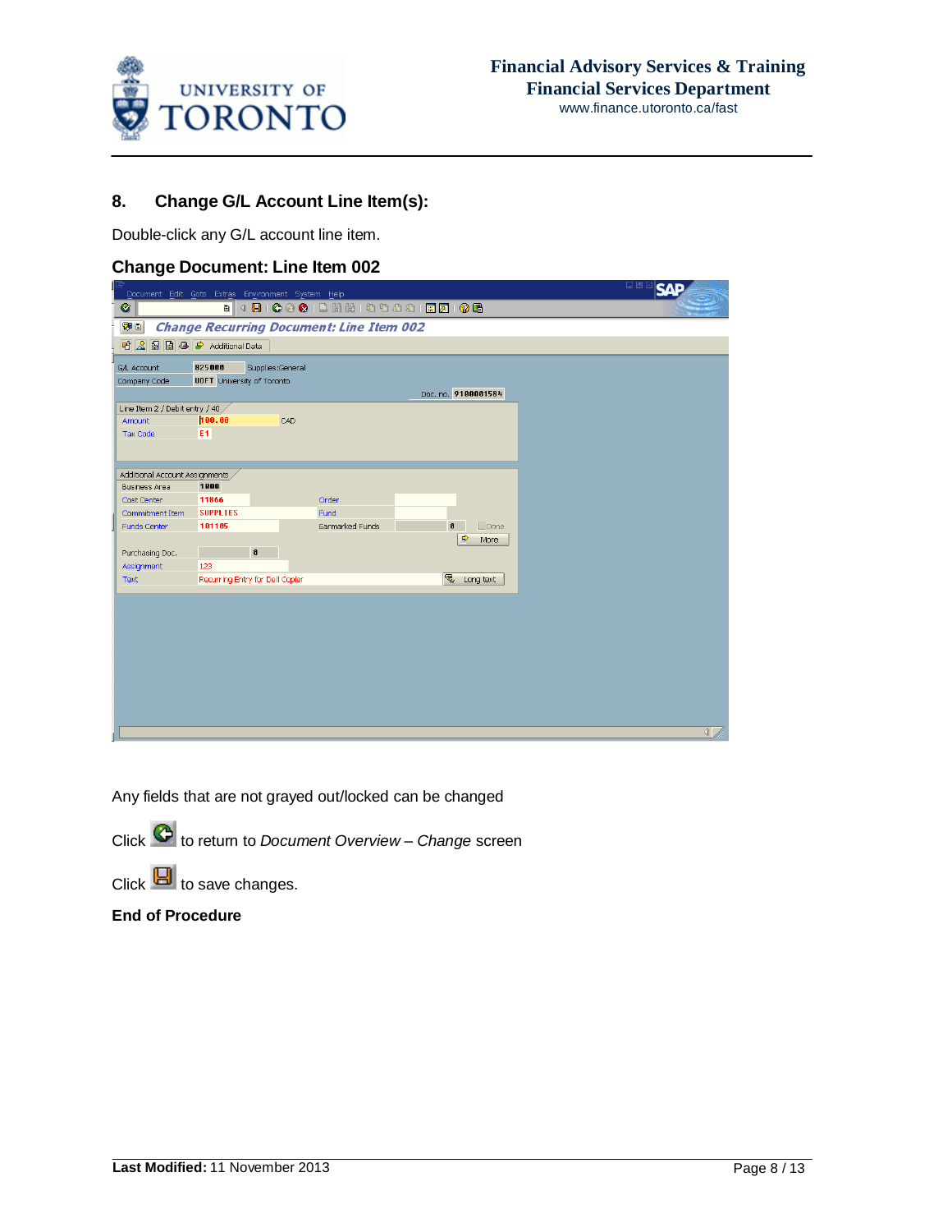## 8. Change G/L Account Line Item(s):

Double-click any G/L account line item.

**Change Document: Line Item 002**

Any fields that are not grayed out/locked can be changed

Click to return to *Document Overview – Change* screen

Click to save changes.

**End of Procedure**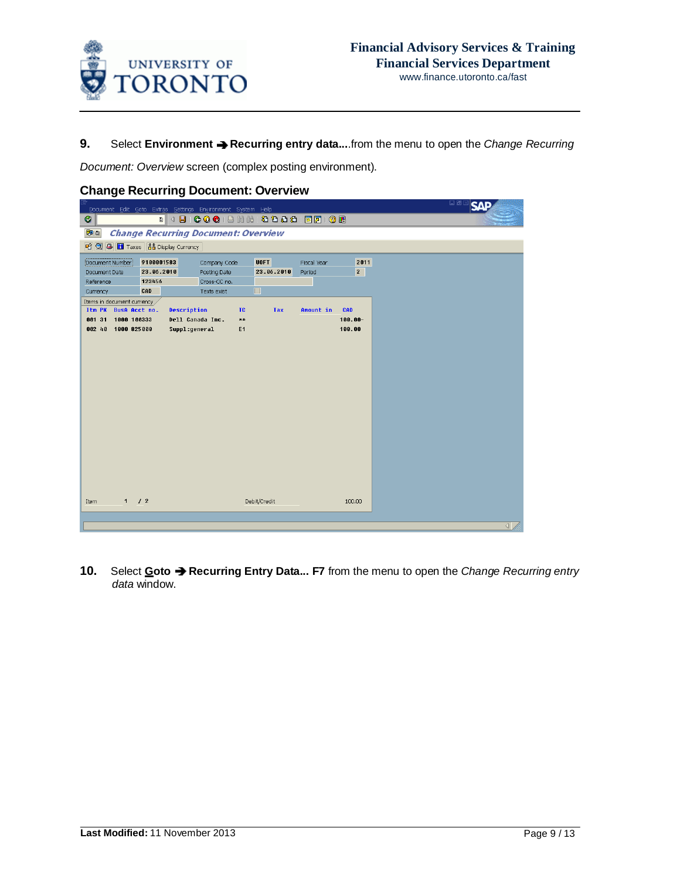**9.** Select **Environment ➔ Recurring entry data....**from the menu to open the *Change Recurring Document: Overview* screen (complex posting environment).

**Change Recurring Document: Overview**

**10.** Select **Goto ➔ Recurring Entry Data... F7** from the menu to open the *Change Recurring entry data* window.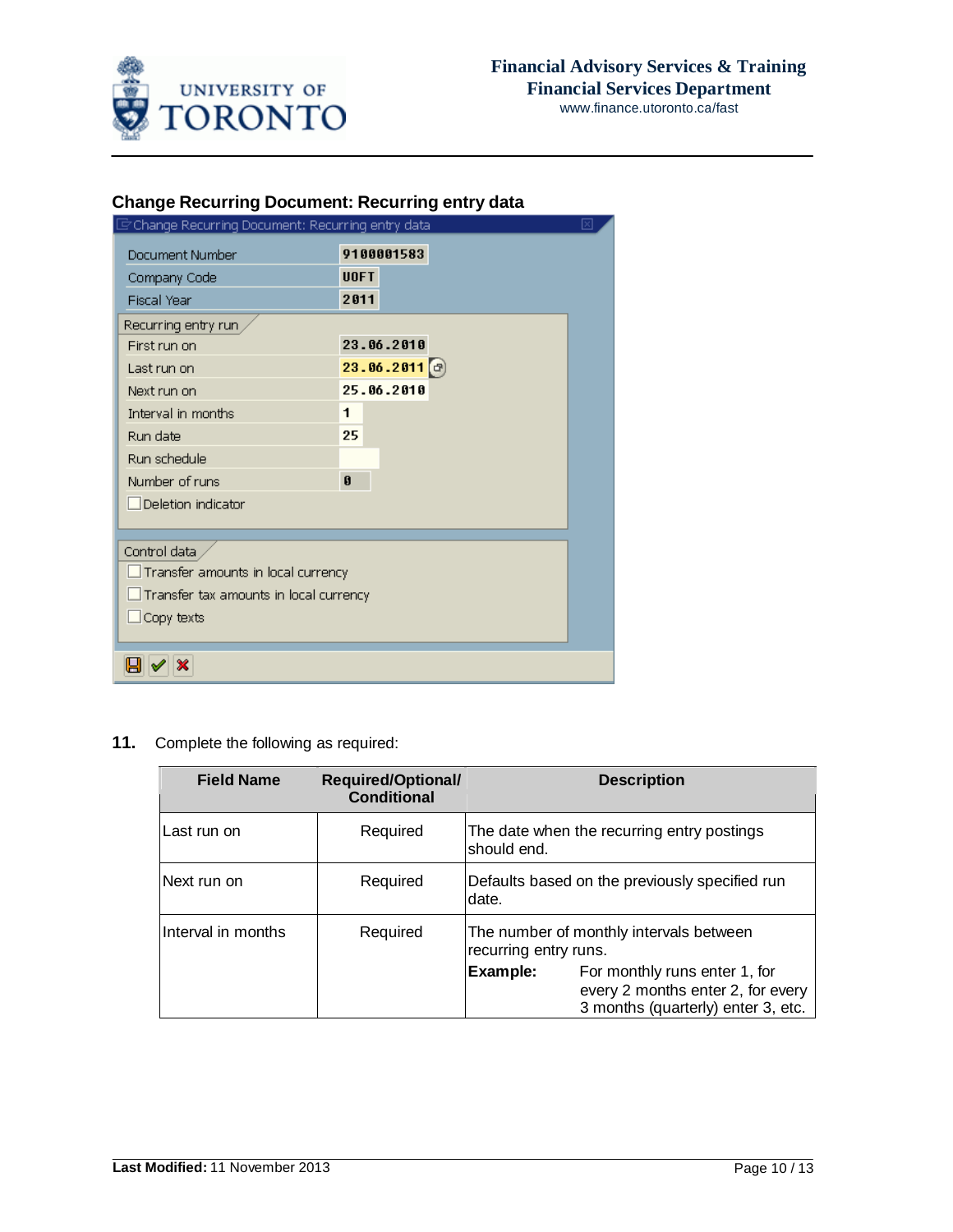### Change Recurring Document: Recurring entry data

Change Recurring Document: Recurring entry data

| | |
|---|---|
| Document Number | 9100001583 |
| Company Code | UOFT |
| Fiscal Year | 2011 |

Recurring entry run

| | |
|---|---|
| First run on | 23.06.2010 |
| Last run on | 23.06.2011 |
| Next run on | 25.06.2010 |
| Interval in months | 1 |
| Run date | 25 |
| Run schedule | |
| Number of runs | 0 |

☐ Deletion indicator

Control data

☐ Transfer amounts in local currency

☐ Transfer tax amounts in local currency

☐ Copy texts

**11.** Complete the following as required:

| Field Name | Required/Optional/ Conditional | Description |
|---|---|---|
| Last run on | Required | The date when the recurring entry postings should end. |
| Next run on | Required | Defaults based on the previously specified run date. |
| Interval in months | Required | The number of monthly intervals between recurring entry runs. **Example:** For monthly runs enter 1, for every 2 months enter 2, for every 3 months (quarterly) enter 3, etc. |

**Last Modified:** 11 November 2013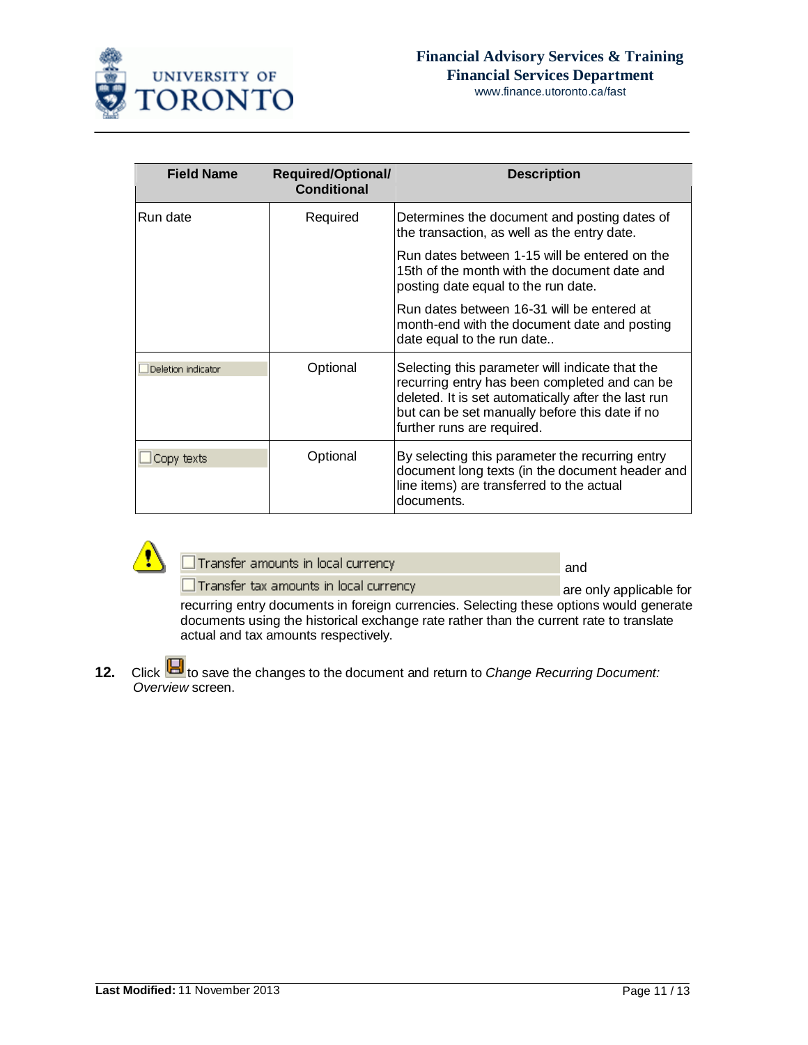| Field Name | Required/Optional/ Conditional | Description |
|---|---|---|
| Run date | Required | Determines the document and posting dates of the transaction, as well as the entry date.<br><br>Run dates between 1-15 will be entered on the 15th of the month with the document date and posting date equal to the run date.<br><br>Run dates between 16-31 will be entered at month-end with the document date and posting date equal to the run date.. |
| Deletion indicator | Optional | Selecting this parameter will indicate that the recurring entry has been completed and can be deleted. It is set automatically after the last run but can be set manually before this date if no further runs are required. |
| Copy texts | Optional | By selecting this parameter the recurring entry document long texts (in the document header and line items) are transferred to the actual documents. |

Transfer amounts in local currency and Transfer tax amounts in local currency are only applicable for recurring entry documents in foreign currencies. Selecting these options would generate documents using the historical exchange rate rather than the current rate to translate actual and tax amounts respectively.

**12.** Click [Save] to save the changes to the document and return to *Change Recurring Document: Overview* screen.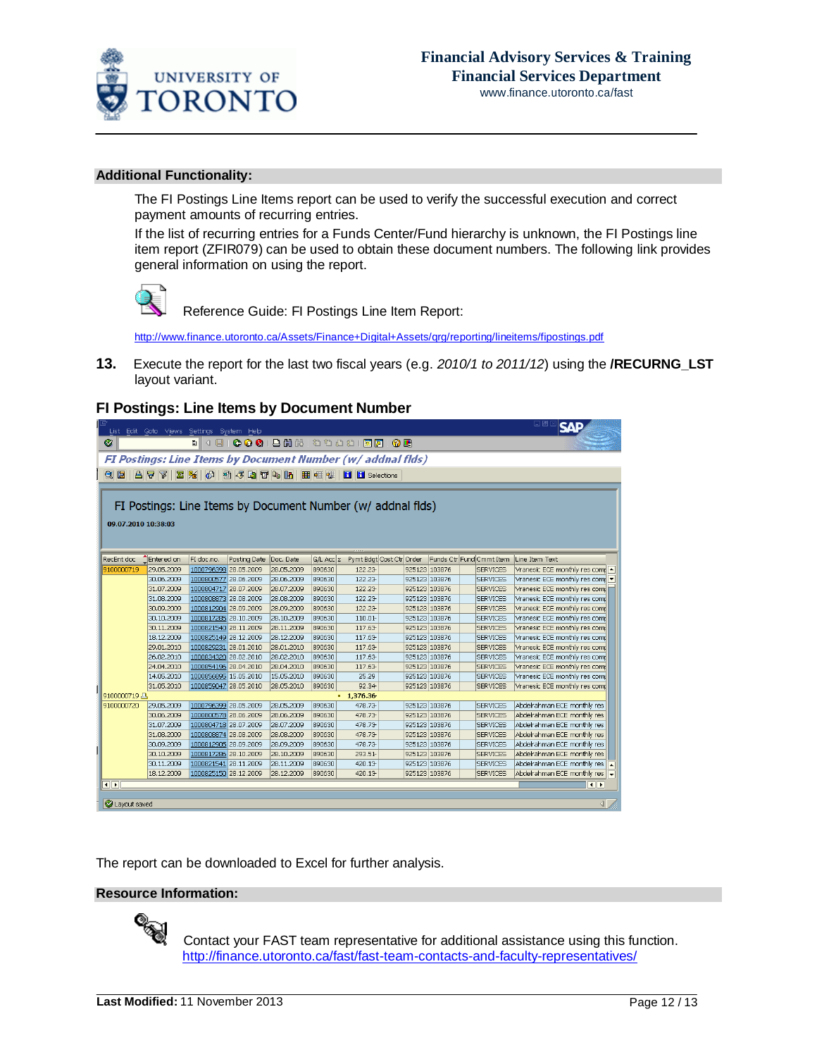**Additional Functionality:**

The FI Postings Line Items report can be used to verify the successful execution and correct payment amounts of recurring entries.

If the list of recurring entries for a Funds Center/Fund hierarchy is unknown, the FI Postings line item report (ZFIR079) can be used to obtain these document numbers. The following link provides general information on using the report.

Reference Guide: FI Postings Line Item Report:

http://www.finance.utoronto.ca/Assets/Finance+Digital+Assets/qrg/reporting/lineitems/fipostings.pdf

**13.** Execute the report for the last two fiscal years (e.g. *2010/1 to 2011/12*) using the **/RECURNG_LST** layout variant.

**FI Postings: Line Items by Document Number**

| Recent doc | Entered on | FI doc.no. | Posting Date | Doc. Date | G/L Acc | Pymt Bdgt | Cost Ctr | Order | Funds Ctr | Fund | Cmmt Item | Line Item Text |
|---|---|---|---|---|---|---|---|---|---|---|---|---|
| 9100000719 | 29.05.2009 | 1000796398 | 28.05.2009 | 28.05.2009 | 890630 | 122.23- | | 925123 | 103876 | | SERVICES | Vranesic ECE monthly res com |
| | 30.06.2009 | 1000800577 | 28.06.2009 | 28.06.2009 | 890630 | 122.23- | | 925123 | 103876 | | SERVICES | Vranesic ECE monthly res com |
| | 31.07.2009 | 1000804717 | 28.07.2009 | 28.07.2009 | 890630 | 122.23- | | 925123 | 103876 | | SERVICES | Vranesic ECE monthly res com |
| | 31.08.2009 | 1000808873 | 28.08.2009 | 28.08.2009 | 890630 | 122.23- | | 925123 | 103876 | | SERVICES | Vranesic ECE monthly res com |
| | 30.09.2009 | 1000812904 | 28.09.2009 | 28.09.2009 | 890630 | 122.23- | | 925123 | 103876 | | SERVICES | Vranesic ECE monthly res com |
| | 30.10.2009 | 1000817285 | 28.10.2009 | 28.10.2009 | 890630 | 110.01- | | 925123 | 103876 | | SERVICES | Vranesic ECE monthly res com |
| | 30.11.2009 | 1000821540 | 28.11.2009 | 28.11.2009 | 890630 | 117.63- | | 925123 | 103876 | | SERVICES | Vranesic ECE monthly res com |
| | 18.12.2009 | 1000825149 | 28.12.2009 | 28.12.2009 | 890630 | 117.63- | | 925123 | 103876 | | SERVICES | Vranesic ECE monthly res com |
| | 29.01.2010 | 1000829231 | 28.01.2010 | 28.01.2010 | 890630 | 117.63- | | 925123 | 103876 | | SERVICES | Vranesic ECE monthly res com |
| | 26.02.2010 | 1000834320 | 28.02.2010 | 28.02.2010 | 890630 | 117.63- | | 925123 | 103876 | | SERVICES | Vranesic ECE monthly res com |
| | 24.04.2010 | 1000854196 | 28.04.2010 | 28.04.2010 | 890630 | 117.63- | | 925123 | 103876 | | SERVICES | Vranesic ECE monthly res com |
| | 14.05.2010 | 1000856695 | 15.05.2010 | 15.05.2010 | 890630 | 25.29 | | 925123 | 103876 | | SERVICES | Vranesic ECE monthly res com |
| | 31.05.2010 | 1000859047 | 28.05.2010 | 28.05.2010 | 890630 | 92.34- | | 925123 | 103876 | | SERVICES | Vranesic ECE monthly res com |
| 9100000719 | | | | | | • 1,376.36- | | | | | | |
| 9100000720 | 29.05.2009 | 1000796399 | 28.05.2009 | 28.05.2009 | 890630 | 478.73- | | 925123 | 103876 | | SERVICES | Abdelrahman ECE monthly res |
| | 30.06.2009 | 1000800578 | 28.06.2009 | 28.06.2009 | 890630 | 478.73- | | 925123 | 103876 | | SERVICES | Abdelrahman ECE monthly res |
| | 31.07.2009 | 1000804718 | 28.07.2009 | 28.07.2009 | 890630 | 478.73- | | 925123 | 103876 | | SERVICES | Abdelrahman ECE monthly res |
| | 31.08.2009 | 1000808874 | 28.08.2009 | 28.08.2009 | 890630 | 478.73- | | 925123 | 103876 | | SERVICES | Abdelrahman ECE monthly res |
| | 30.09.2009 | 1000812905 | 28.09.2009 | 28.09.2009 | 890630 | 478.73- | | 925123 | 103876 | | SERVICES | Abdelrahman ECE monthly res |
| | 30.10.2009 | 1000817286 | 28.10.2009 | 28.10.2009 | 890630 | 293.51- | | 925123 | 103876 | | SERVICES | Abdelrahman ECE monthly res |
| | 30.11.2009 | 1000821541 | 28.11.2009 | 28.11.2009 | 890630 | 420.13- | | 925123 | 103876 | | SERVICES | Abdelrahman ECE monthly res |
| | 18.12.2009 | 1000825150 | 28.12.2009 | 28.12.2009 | 890630 | 420.13- | | 925123 | 103876 | | SERVICES | Abdelrahman ECE monthly res |

The report can be downloaded to Excel for further analysis.

**Resource Information:**

Contact your FAST team representative for additional assistance using this function.
http://finance.utoronto.ca/fast/fast-team-contacts-and-faculty-representatives/

**Last Modified:** 11 November 2013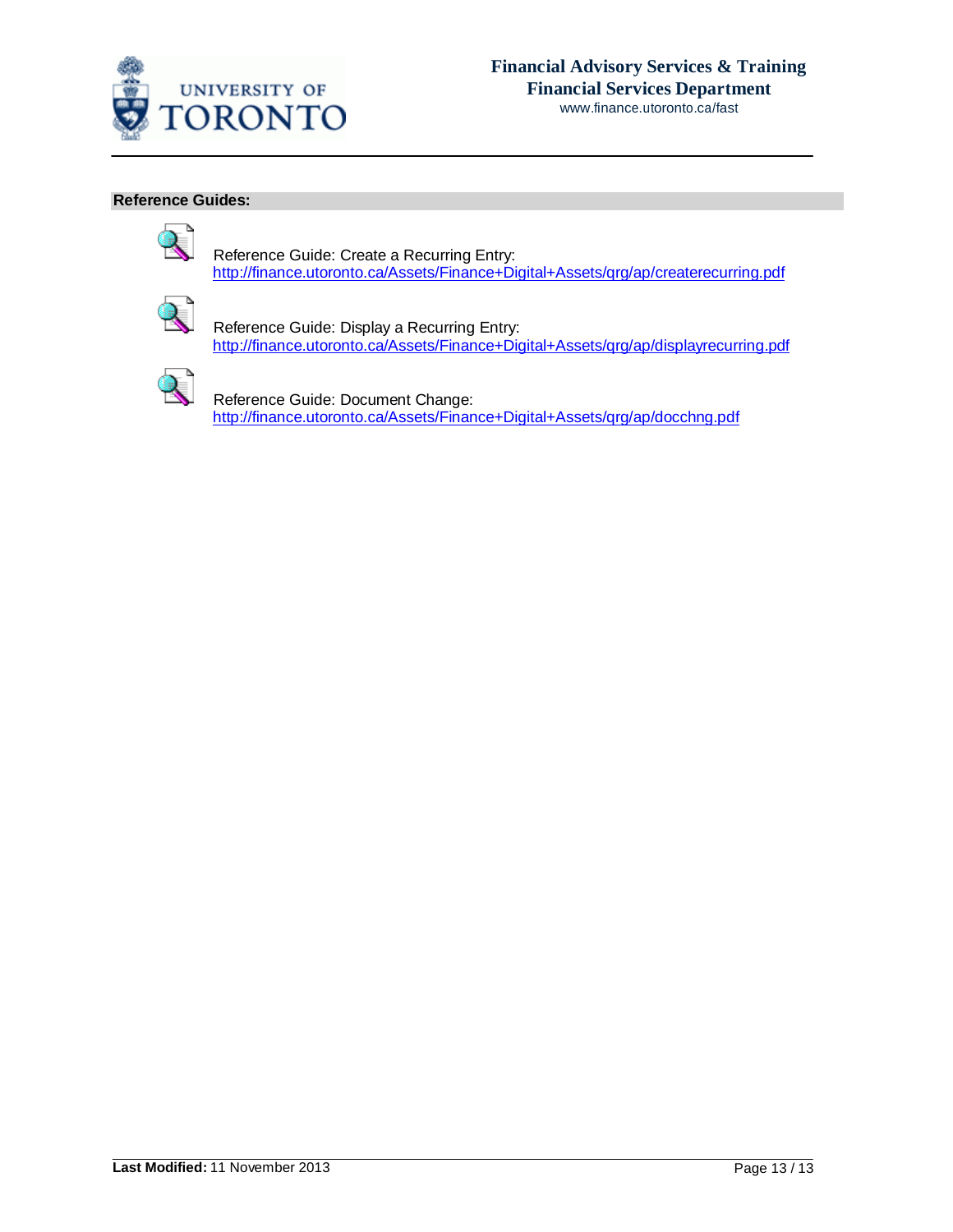**Reference Guides:**

Reference Guide: Create a Recurring Entry:
http://finance.utoronto.ca/Assets/Finance+Digital+Assets/qrg/ap/createrecurring.pdf

Reference Guide: Display a Recurring Entry:
http://finance.utoronto.ca/Assets/Finance+Digital+Assets/qrg/ap/displayrecurring.pdf

Reference Guide: Document Change:
http://finance.utoronto.ca/Assets/Finance+Digital+Assets/qrg/ap/docchng.pdf